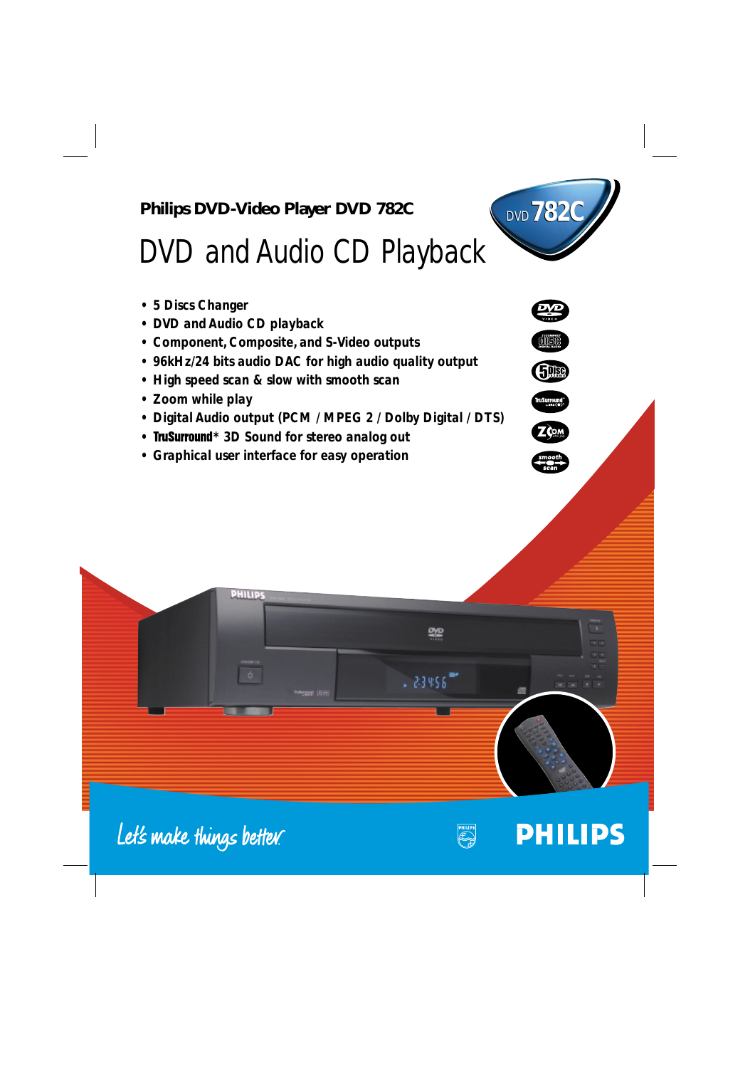**Philips DVD-Video Player DVD 782C**

# DVD and Audio CD Playback

DVD 782C

- 5 Discs Changer
- DVD and Audio CD playback
- Component, Composite, and S-Video outputs
- 96kHz/24 bits audio DAC for high audio quality output
- High speed scan & slow with smooth scan
- Zoom while play
- Digital Audio output (PCM / MPEG 2 / Dolby Digital / DTS)
- TruSurround* 3D Sound for stereo analog out
- Graphical user interface for easy operation

Let's make things better.

PHILIPS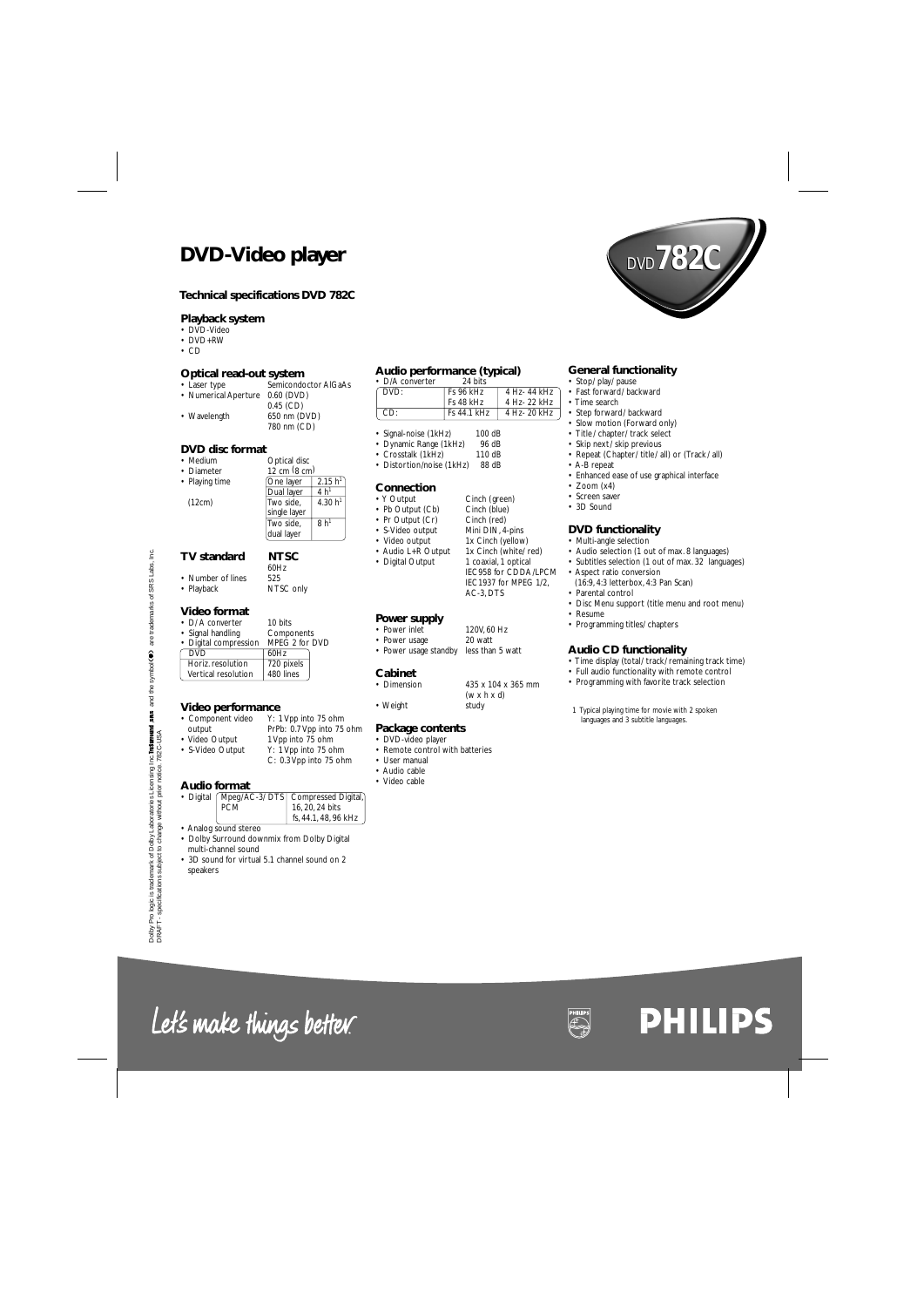# DVD-Video player

DVD 782C

## Technical specifications DVD 782C

### Playback system

- DVD-Video
- DVD+RW
- CD

### Optical read-out system

- Laser type: Semiconductor AlGaAs
- Numerical Aperture: 0.60 (DVD), 0.45 (CD)
- Wavelength: 650 nm (DVD), 780 nm (CD)

### DVD disc format

- Medium: Optical disc
- Diameter: 12 cm (8 cm)
- Playing time (12cm):

| | |
|---|---|
| One layer | 2.15 h[1] |
| Dual layer | 4 h[1] |
| Two side, single layer | 4.30 h[1] |
| Two side, dual layer | 8 h[1] |

### TV standard

NTSC

60Hz

- Number of lines: 525
- Playback: NTSC only

### Video format

- D/A converter: 10 bits
- Signal handling: Components
- Digital compression: MPEG 2 for DVD

| DVD | 60Hz |
|---|---|
| Horiz. resolution | 720 pixels |
| Vertical resolution | 480 lines |

### Video performance

- Component video output: Y: 1Vpp into 75 ohm, PrPb: 0.7Vpp into 75 ohm
- Video Output: 1Vpp into 75 ohm
- S-Video Output: Y: 1Vpp into 75 ohm, C: 0.3Vpp into 75 ohm

### Audio format

- Digital

| | |
|---|---|
| Mpeg/AC-3/DTS | Compressed Digital, |
| PCM | 16, 20, 24 bits fs, 44.1, 48, 96 kHz |

- Analog sound stereo
- Dolby Surround downmix from Dolby Digital multi-channel sound
- 3D sound for virtual 5.1 channel sound on 2 speakers

### Audio performance (typical)

- D/A converter: 24 bits

| | | |
|---|---|---|
| DVD: | Fs 96 kHz | 4 Hz- 44 kHz |
| | Fs 48 kHz | 4 Hz- 22 kHz |
| CD: | Fs 44.1 kHz | 4 Hz- 20 kHz |

- Signal-noise (1kHz): 100 dB
- Dynamic Range (1kHz): 96 dB
- Crosstalk (1kHz): 110 dB
- Distortion/noise (1kHz): 88 dB

### Connection

- Y Output: Cinch (green)
- Pb Output (Cb): Cinch (blue)
- Pr Output (Cr): Cinch (red)
- S-Video output: Mini DIN, 4-pins
- Video output: 1x Cinch (yellow)
- Audio L+R Output: 1x Cinch (white/red)
- Digital Output: 1 coaxial, 1 optical, IEC958 for CDDA/LPCM, IEC1937 for MPEG 1/2, AC-3, DTS

### Power supply

- Power inlet: 120V, 60 Hz
- Power usage: 20 watt
- Power usage standby: less than 5 watt

### Cabinet

- Dimension: 435 x 104 x 365 mm (w x h x d)
- Weight: study

### Package contents

- DVD-video player
- Remote control with batteries
- User manual
- Audio cable
- Video cable

### General functionality

- Stop/play/pause
- Fast forward/backward
- Time search
- Step forward/backward
- Slow motion (Forward only)
- Title/chapter/track select
- Skip next/skip previous
- Repeat (Chapter/title/all) or (Track/all)
- A-B repeat
- Enhanced ease of use graphical interface
- Zoom (x4)
- Screen saver
- 3D Sound

### DVD functionality

- Multi-angle selection
- Audio selection (1 out of max. 8 languages)
- Subtitles selection (1 out of max. 32 languages)
- Aspect ratio conversion (16:9, 4:3 letterbox, 4:3 Pan Scan)
- Parental control
- Disc Menu support (title menu and root menu)
- Resume
- Programming titles/chapters

### Audio CD functionality

- Time display (total/track/remaining track time)
- Full audio functionality with remote control
- Programming with favorite track selection

1 Typical playing time for movie with 2 spoken languages and 3 subtitle languages.

Dolby Pro logic is trademark of Dolby Laboratories Licensing Inc. **TruSurround** and the symbol (●) are trademarks of SRS Labs, Inc.
DRAFT - specifications subject to change without prior notice. 782C-USA

Let's make things better.

PHILIPS